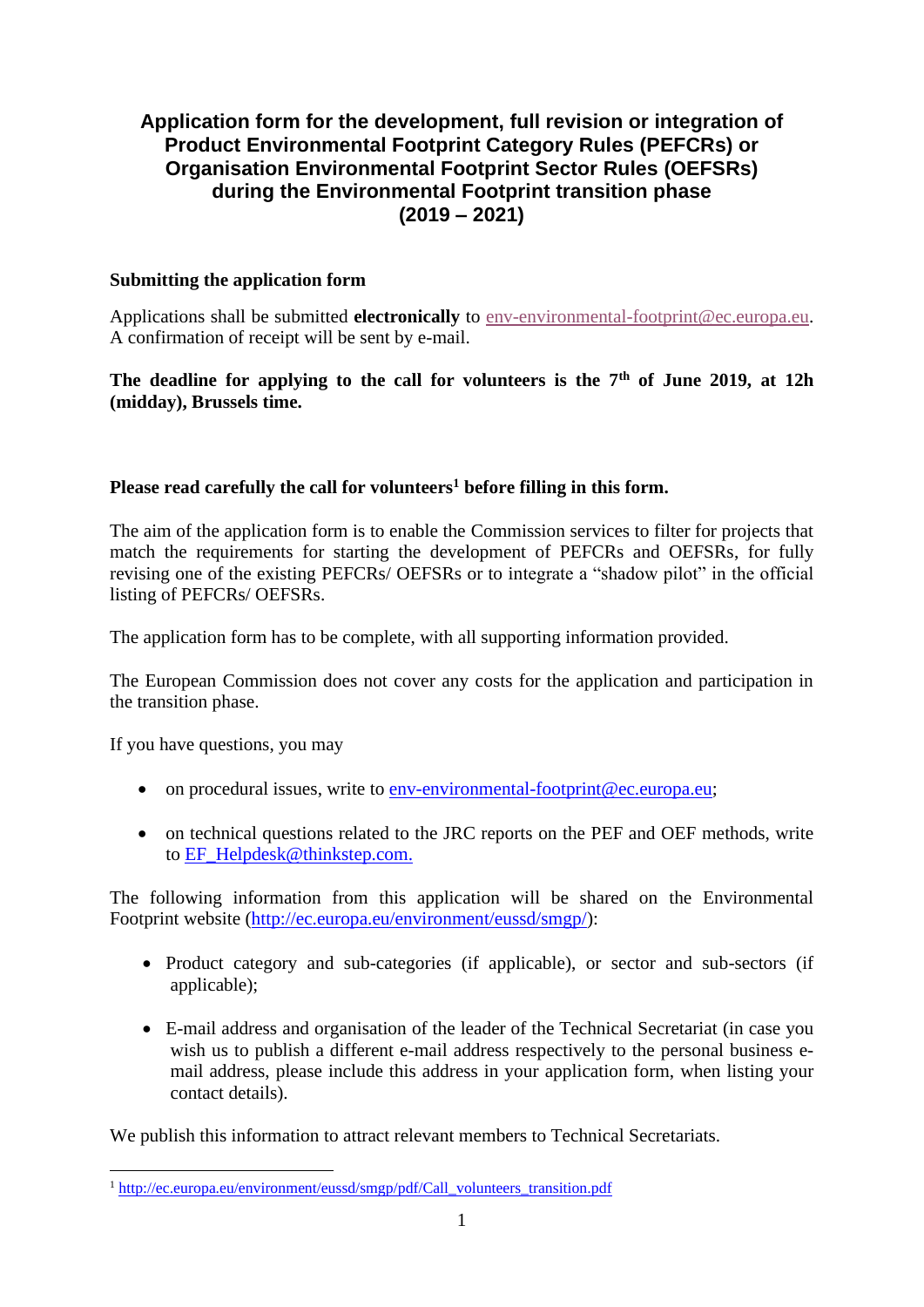# Application form for the development, full revision or integration of Product Environmental Footprint Category Rules (PEFCRs) or Organisation Environmental Footprint Sector Rules (OEFSRs) during the Environmental Footprint transition phase (2019 – 2021)

**Submitting the application form**

Applications shall be submitted **electronically** to env-environmental-footprint@ec.europa.eu. A confirmation of receipt will be sent by e-mail.

**The deadline for applying to the call for volunteers is the 7th of June 2019, at 12h (midday), Brussels time.**

**Please read carefully the call for volunteers[1] before filling in this form.**

The aim of the application form is to enable the Commission services to filter for projects that match the requirements for starting the development of PEFCRs and OEFSRs, for fully revising one of the existing PEFCRs/ OEFSRs or to integrate a "shadow pilot" in the official listing of PEFCRs/ OEFSRs.

The application form has to be complete, with all supporting information provided.

The European Commission does not cover any costs for the application and participation in the transition phase.

If you have questions, you may

- on procedural issues, write to env-environmental-footprint@ec.europa.eu;
- on technical questions related to the JRC reports on the PEF and OEF methods, write to EF_Helpdesk@thinkstep.com.

The following information from this application will be shared on the Environmental Footprint website (http://ec.europa.eu/environment/eussd/smgp/):

- Product category and sub-categories (if applicable), or sector and sub-sectors (if applicable);
- E-mail address and organisation of the leader of the Technical Secretariat (in case you wish us to publish a different e-mail address respectively to the personal business e-mail address, please include this address in your application form, when listing your contact details).

We publish this information to attract relevant members to Technical Secretariats.

---

[1] http://ec.europa.eu/environment/eussd/smgp/pdf/Call_volunteers_transition.pdf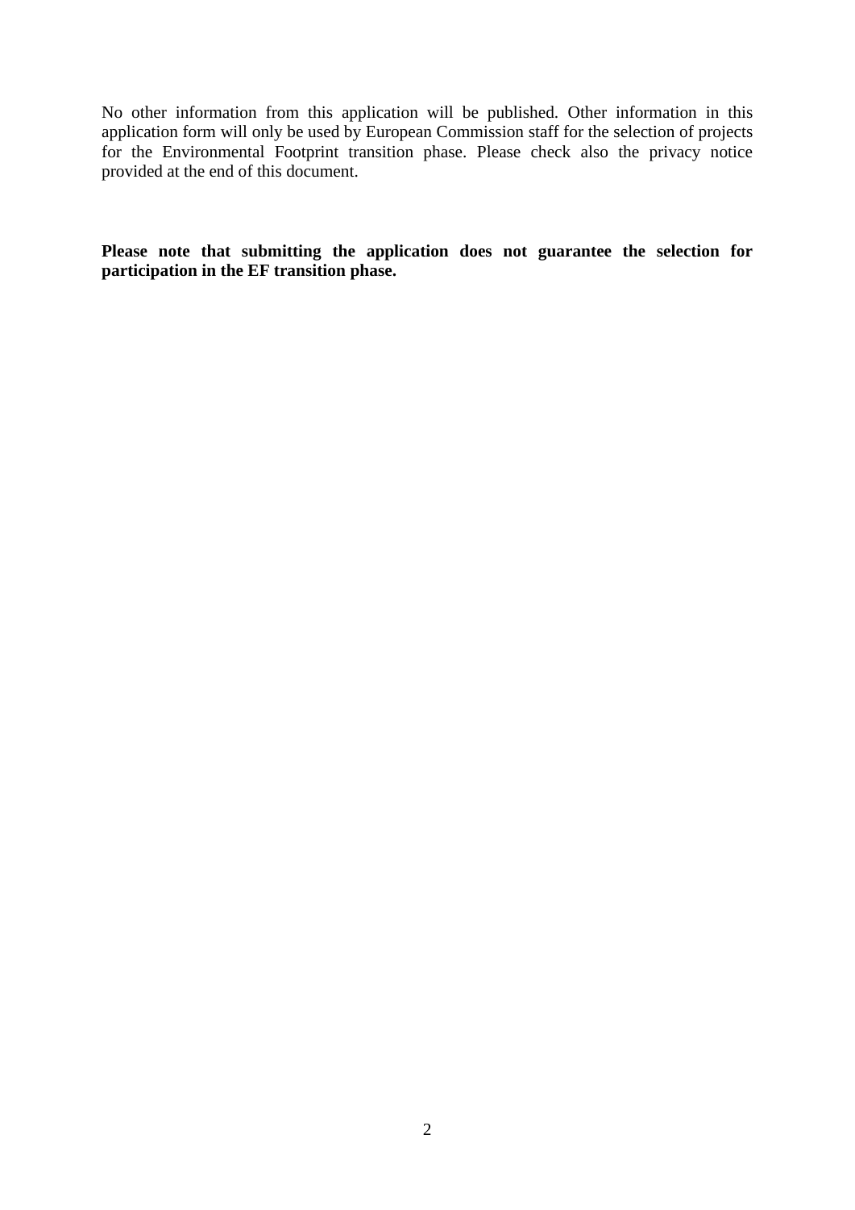No other information from this application will be published. Other information in this application form will only be used by European Commission staff for the selection of projects for the Environmental Footprint transition phase. Please check also the privacy notice provided at the end of this document.

**Please note that submitting the application does not guarantee the selection for participation in the EF transition phase.**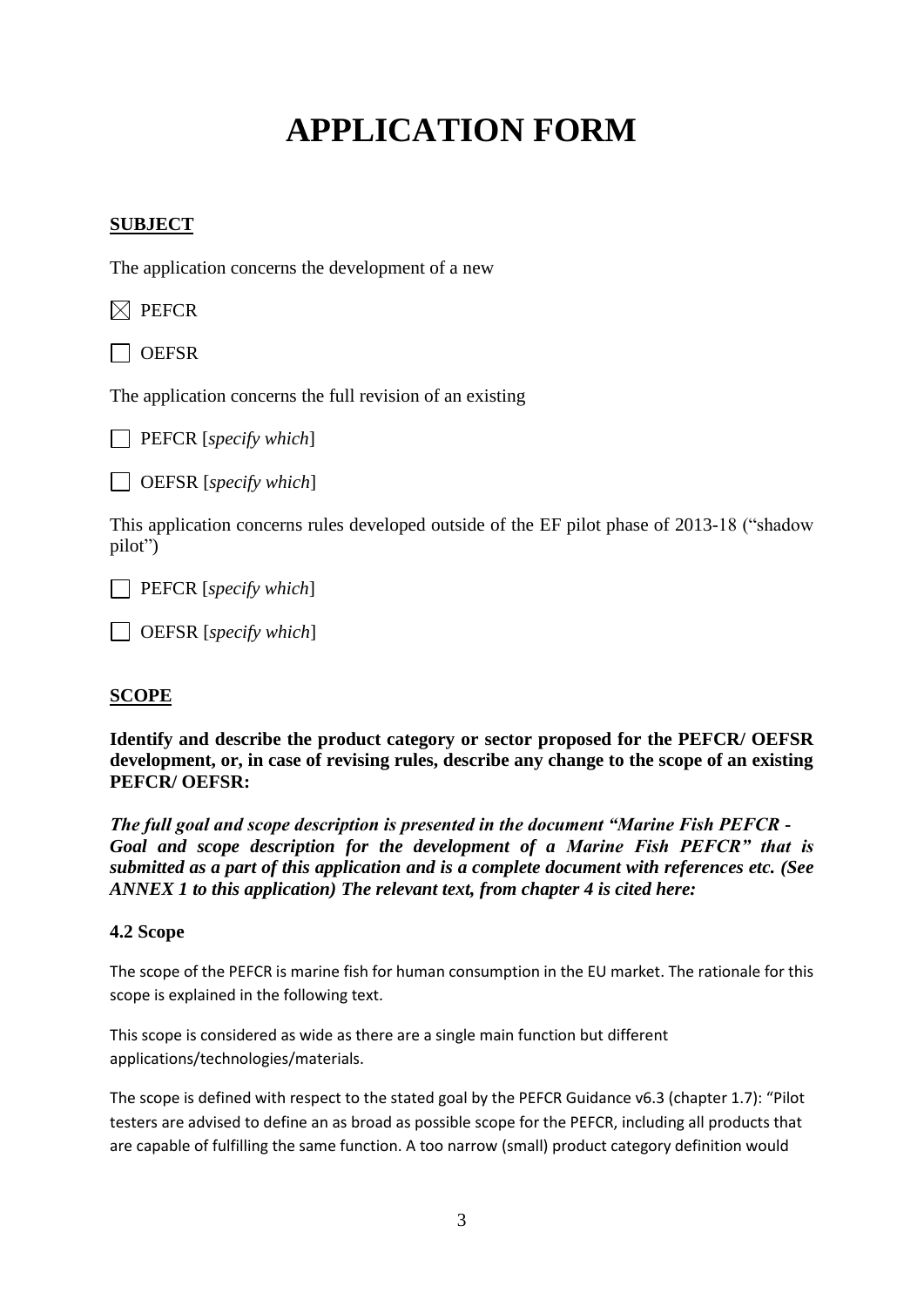# APPLICATION FORM

## SUBJECT

The application concerns the development of a new

☒ PEFCR

☐ OEFSR

The application concerns the full revision of an existing

☐ PEFCR [*specify which*]

☐ OEFSR [*specify which*]

This application concerns rules developed outside of the EF pilot phase of 2013-18 ("shadow pilot")

☐ PEFCR [*specify which*]

☐ OEFSR [*specify which*]

## SCOPE

**Identify and describe the product category or sector proposed for the PEFCR/ OEFSR development, or, in case of revising rules, describe any change to the scope of an existing PEFCR/ OEFSR:**

***The full goal and scope description is presented in the document "Marine Fish PEFCR - Goal and scope description for the development of a Marine Fish PEFCR" that is submitted as a part of this application and is a complete document with references etc. (See ANNEX 1 to this application) The relevant text, from chapter 4 is cited here:***

### 4.2 Scope

The scope of the PEFCR is marine fish for human consumption in the EU market. The rationale for this scope is explained in the following text.

This scope is considered as wide as there are a single main function but different applications/technologies/materials.

The scope is defined with respect to the stated goal by the PEFCR Guidance v6.3 (chapter 1.7): "Pilot testers are advised to define an as broad as possible scope for the PEFCR, including all products that are capable of fulfilling the same function. A too narrow (small) product category definition would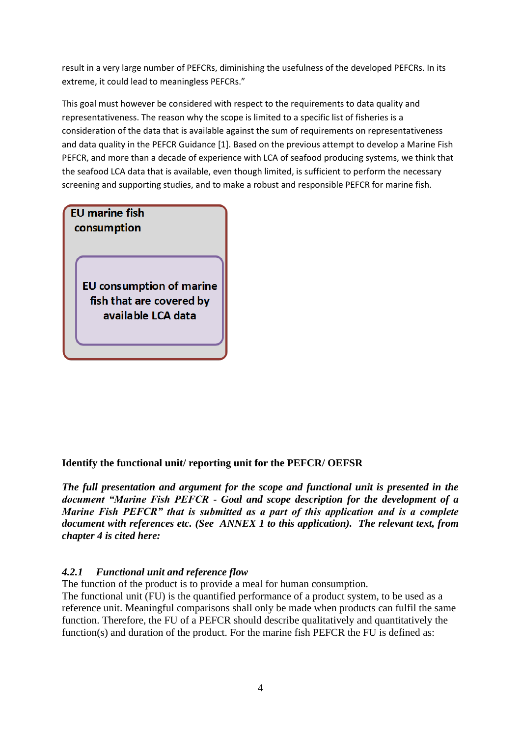result in a very large number of PEFCRs, diminishing the usefulness of the developed PEFCRs. In its extreme, it could lead to meaningless PEFCRs."

This goal must however be considered with respect to the requirements to data quality and representativeness. The reason why the scope is limited to a specific list of fisheries is a consideration of the data that is available against the sum of requirements on representativeness and data quality in the PEFCR Guidance [1]. Based on the previous attempt to develop a Marine Fish PEFCR, and more than a decade of experience with LCA of seafood producing systems, we think that the seafood LCA data that is available, even though limited, is sufficient to perform the necessary screening and supporting studies, and to make a robust and responsible PEFCR for marine fish.

**EU marine fish consumption**

**EU consumption of marine fish that are covered by available LCA data**

**Identify the functional unit/ reporting unit for the PEFCR/ OEFSR**

***The full presentation and argument for the scope and functional unit is presented in the document "Marine Fish PEFCR - Goal and scope description for the development of a Marine Fish PEFCR" that is submitted as a part of this application and is a complete document with references etc. (See ANNEX 1 to this application). The relevant text, from chapter 4 is cited here:***

#### *4.2.1 Functional unit and reference flow*

The function of the product is to provide a meal for human consumption.
The functional unit (FU) is the quantified performance of a product system, to be used as a reference unit. Meaningful comparisons shall only be made when products can fulfil the same function. Therefore, the FU of a PEFCR should describe qualitatively and quantitatively the function(s) and duration of the product. For the marine fish PEFCR the FU is defined as: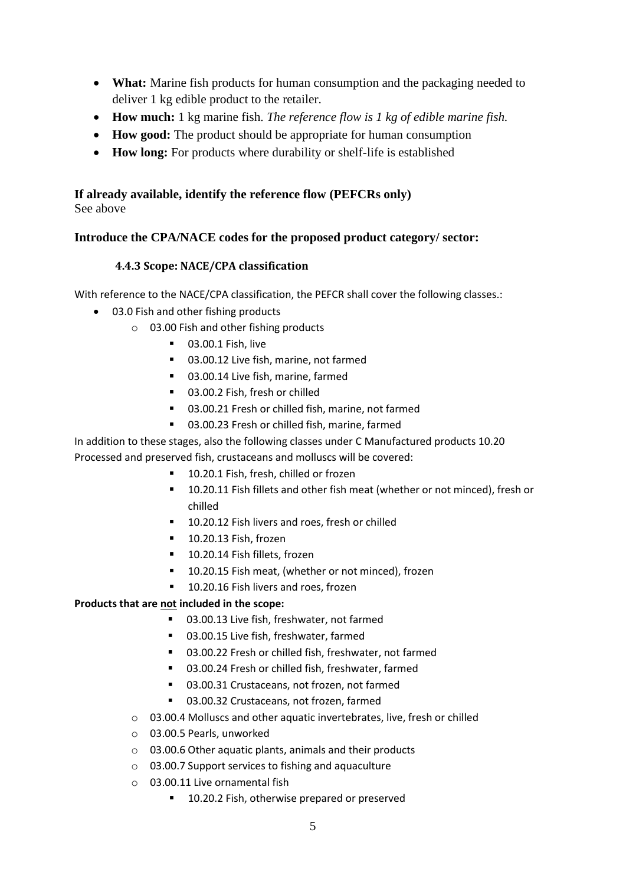- **What:** Marine fish products for human consumption and the packaging needed to deliver 1 kg edible product to the retailer.
- **How much:** 1 kg marine fish. *The reference flow is 1 kg of edible marine fish.*
- **How good:** The product should be appropriate for human consumption
- **How long:** For products where durability or shelf-life is established

**If already available, identify the reference flow (PEFCRs only)**
See above

**Introduce the CPA/NACE codes for the proposed product category/ sector:**

### 4.4.3 Scope: NACE/CPA classification

With reference to the NACE/CPA classification, the PEFCR shall cover the following classes.:

- 03.0 Fish and other fishing products
  - 03.00 Fish and other fishing products
    - 03.00.1 Fish, live
    - 03.00.12 Live fish, marine, not farmed
    - 03.00.14 Live fish, marine, farmed
    - 03.00.2 Fish, fresh or chilled
    - 03.00.21 Fresh or chilled fish, marine, not farmed
    - 03.00.23 Fresh or chilled fish, marine, farmed

In addition to these stages, also the following classes under C Manufactured products 10.20 Processed and preserved fish, crustaceans and molluscs will be covered:

- 10.20.1 Fish, fresh, chilled or frozen
- 10.20.11 Fish fillets and other fish meat (whether or not minced), fresh or chilled
- 10.20.12 Fish livers and roes, fresh or chilled
- 10.20.13 Fish, frozen
- 10.20.14 Fish fillets, frozen
- 10.20.15 Fish meat, (whether or not minced), frozen
- 10.20.16 Fish livers and roes, frozen

**Products that are <u>not</u> included in the scope:**

- 03.00.13 Live fish, freshwater, not farmed
- 03.00.15 Live fish, freshwater, farmed
- 03.00.22 Fresh or chilled fish, freshwater, not farmed
- 03.00.24 Fresh or chilled fish, freshwater, farmed
- 03.00.31 Crustaceans, not frozen, not farmed
- 03.00.32 Crustaceans, not frozen, farmed

- 03.00.4 Molluscs and other aquatic invertebrates, live, fresh or chilled
- 03.00.5 Pearls, unworked
- 03.00.6 Other aquatic plants, animals and their products
- 03.00.7 Support services to fishing and aquaculture
- 03.00.11 Live ornamental fish
  - 10.20.2 Fish, otherwise prepared or preserved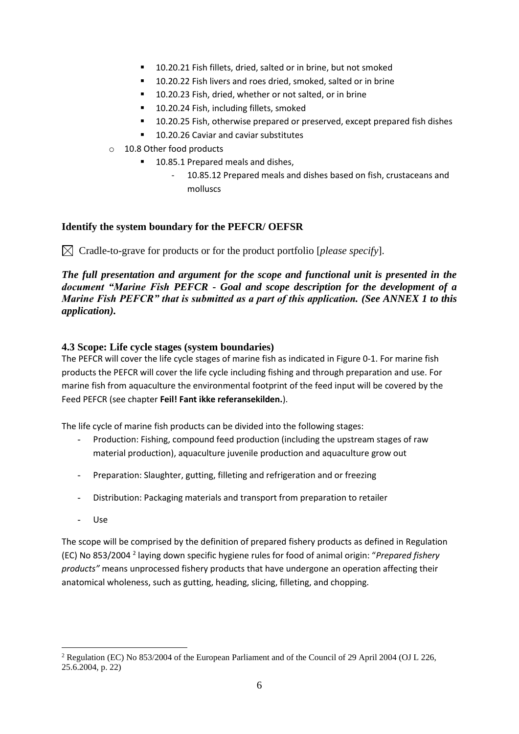- 10.20.21 Fish fillets, dried, salted or in brine, but not smoked
    - 10.20.22 Fish livers and roes dried, smoked, salted or in brine
    - 10.20.23 Fish, dried, whether or not salted, or in brine
    - 10.20.24 Fish, including fillets, smoked
    - 10.20.25 Fish, otherwise prepared or preserved, except prepared fish dishes
    - 10.20.26 Caviar and caviar substitutes
  - 10.8 Other food products
    - 10.85.1 Prepared meals and dishes,
      - 10.85.12 Prepared meals and dishes based on fish, crustaceans and molluscs

**Identify the system boundary for the PEFCR/ OEFSR**

☒ Cradle-to-grave for products or for the product portfolio [*please specify*].

***The full presentation and argument for the scope and functional unit is presented in the document "Marine Fish PEFCR - Goal and scope description for the development of a Marine Fish PEFCR" that is submitted as a part of this application. (See ANNEX 1 to this application).***

### 4.3 Scope: Life cycle stages (system boundaries)

The PEFCR will cover the life cycle stages of marine fish as indicated in Figure 0-1. For marine fish products the PEFCR will cover the life cycle including fishing and through preparation and use. For marine fish from aquaculture the environmental footprint of the feed input will be covered by the Feed PEFCR (see chapter **Feil! Fant ikke referansekilden.**).

The life cycle of marine fish products can be divided into the following stages:

- Production: Fishing, compound feed production (including the upstream stages of raw material production), aquaculture juvenile production and aquaculture grow out
- Preparation: Slaughter, gutting, filleting and refrigeration and or freezing
- Distribution: Packaging materials and transport from preparation to retailer
- Use

The scope will be comprised by the definition of prepared fishery products as defined in Regulation (EC) No 853/2004 [2] laying down specific hygiene rules for food of animal origin: "*Prepared fishery products"* means unprocessed fishery products that have undergone an operation affecting their anatomical wholeness, such as gutting, heading, slicing, filleting, and chopping.

---

[2] Regulation (EC) No 853/2004 of the European Parliament and of the Council of 29 April 2004 (OJ L 226, 25.6.2004, p. 22)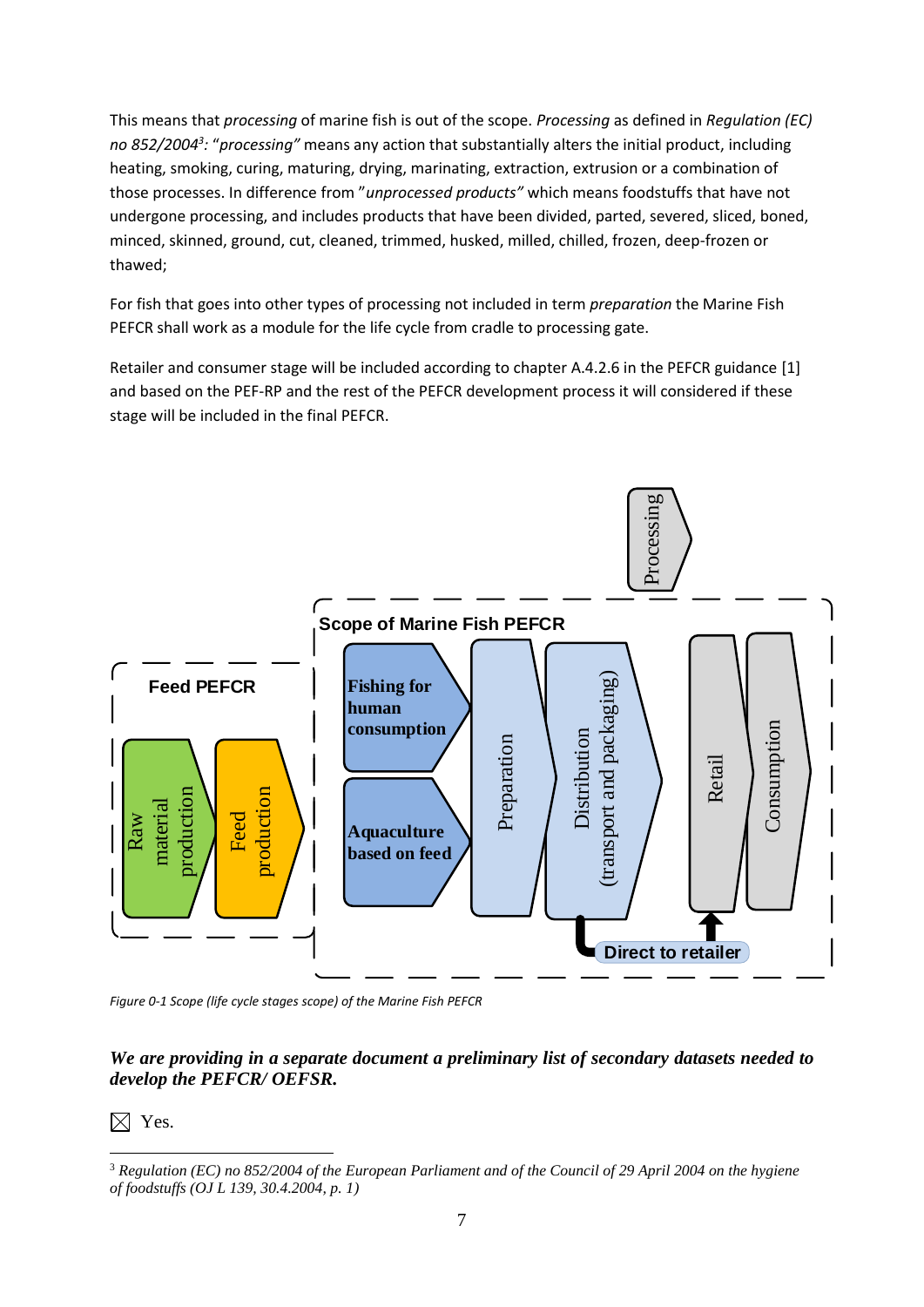This means that *processing* of marine fish is out of the scope. *Processing* as defined in *Regulation (EC) no 852/2004*[3]*:* "*processing"* means any action that substantially alters the initial product, including heating, smoking, curing, maturing, drying, marinating, extraction, extrusion or a combination of those processes. In difference from "*unprocessed products"* which means foodstuffs that have not undergone processing, and includes products that have been divided, parted, severed, sliced, boned, minced, skinned, ground, cut, cleaned, trimmed, husked, milled, chilled, frozen, deep-frozen or thawed;

For fish that goes into other types of processing not included in term *preparation* the Marine Fish PEFCR shall work as a module for the life cycle from cradle to processing gate.

Retailer and consumer stage will be included according to chapter A.4.2.6 in the PEFCR guidance [1] and based on the PEF-RP and the rest of the PEFCR development process it will considered if these stage will be included in the final PEFCR.

*Figure 0-1 Scope (life cycle stages scope) of the Marine Fish PEFCR*

***We are providing in a separate document a preliminary list of secondary datasets needed to develop the PEFCR/ OEFSR.***

☒ Yes.

[3] *Regulation (EC) no 852/2004 of the European Parliament and of the Council of 29 April 2004 on the hygiene of foodstuffs (OJ L 139, 30.4.2004, p. 1)*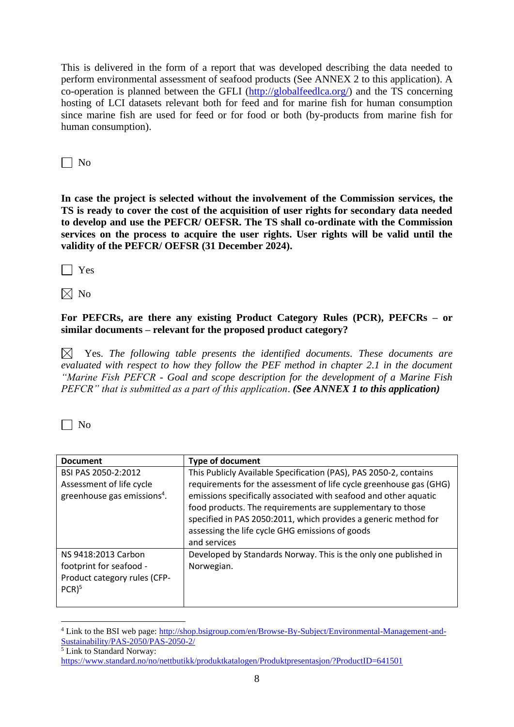This is delivered in the form of a report that was developed describing the data needed to perform environmental assessment of seafood products (See ANNEX 2 to this application). A co-operation is planned between the GFLI (http://globalfeedlca.org/) and the TS concerning hosting of LCI datasets relevant both for feed and for marine fish for human consumption since marine fish are used for feed or for food or both (by-products from marine fish for human consumption).

☐ No

**In case the project is selected without the involvement of the Commission services, the TS is ready to cover the cost of the acquisition of user rights for secondary data needed to develop and use the PEFCR/ OEFSR. The TS shall co-ordinate with the Commission services on the process to acquire the user rights. User rights will be valid until the validity of the PEFCR/ OEFSR (31 December 2024).**

☐ Yes

☒ No

**For PEFCRs, are there any existing Product Category Rules (PCR), PEFCRs – or similar documents – relevant for the proposed product category?**

☒ Yes. *The following table presents the identified documents. These documents are evaluated with respect to how they follow the PEF method in chapter 2.1 in the document "Marine Fish PEFCR - Goal and scope description for the development of a Marine Fish PEFCR" that is submitted as a part of this application*. ***(See ANNEX 1 to this application)***

☐ No

| Document | Type of document |
|---|---|
| BSI PAS 2050-2:2012 Assessment of life cycle greenhouse gas emissions[4]. | This Publicly Available Specification (PAS), PAS 2050-2, contains requirements for the assessment of life cycle greenhouse gas (GHG) emissions specifically associated with seafood and other aquatic food products. The requirements are supplementary to those specified in PAS 2050:2011, which provides a generic method for assessing the life cycle GHG emissions of goods and services |
| NS 9418:2013 Carbon footprint for seafood - Product category rules (CFP-PCR)[5] | Developed by Standards Norway. This is the only one published in Norwegian. |

[4] Link to the BSI web page: http://shop.bsigroup.com/en/Browse-By-Subject/Environmental-Management-and-Sustainability/PAS-2050/PAS-2050-2/

[5] Link to Standard Norway: https://www.standard.no/no/nettbutikk/produktkatalogen/Produktpresentasjon/?ProductID=641501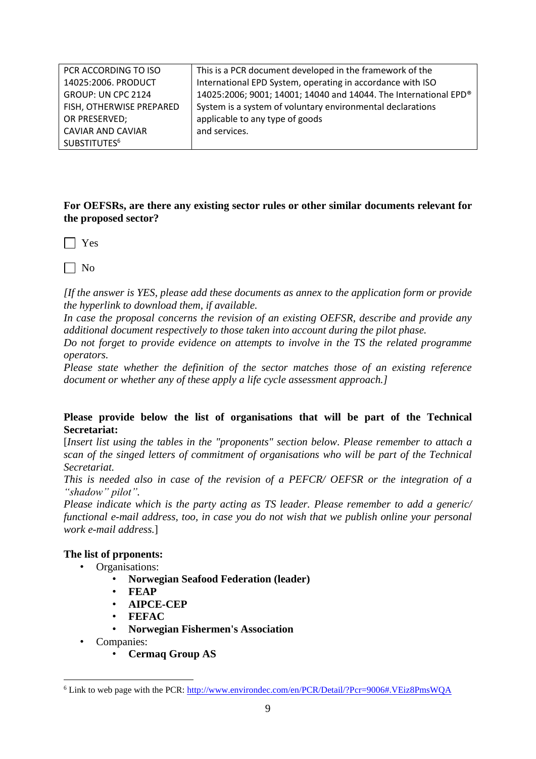| PCR ACCORDING TO ISO 14025:2006. PRODUCT GROUP: UN CPC 2124 FISH, OTHERWISE PREPARED OR PRESERVED; CAVIAR AND CAVIAR SUBSTITUTES[6] | This is a PCR document developed in the framework of the International EPD System, operating in accordance with ISO 14025:2006; 9001; 14001; 14040 and 14044. The International EPD® System is a system of voluntary environmental declarations applicable to any type of goods and services. |
|---|---|

**For OEFSRs, are there any existing sector rules or other similar documents relevant for the proposed sector?**

☐ Yes

☐ No

*[If the answer is YES, please add these documents as annex to the application form or provide the hyperlink to download them, if available.*
*In case the proposal concerns the revision of an existing OEFSR, describe and provide any additional document respectively to those taken into account during the pilot phase.*
*Do not forget to provide evidence on attempts to involve in the TS the related programme operators.*
*Please state whether the definition of the sector matches those of an existing reference document or whether any of these apply a life cycle assessment approach.]*

**Please provide below the list of organisations that will be part of the Technical Secretariat:**
[*Insert list using the tables in the "proponents" section below. Please remember to attach a scan of the singed letters of commitment of organisations who will be part of the Technical Secretariat.*
*This is needed also in case of the revision of a PEFCR/ OEFSR or the integration of a "shadow" pilot".*
*Please indicate which is the party acting as TS leader. Please remember to add a generic/ functional e-mail address, too, in case you do not wish that we publish online your personal work e-mail address.*]

**The list of prponents:**

- Organisations:
  - **Norwegian Seafood Federation (leader)**
  - **FEAP**
  - **AIPCE-CEP**
  - **FEFAC**
  - **Norwegian Fishermen's Association**
- Companies:
  - **Cermaq Group AS**

[6] Link to web page with the PCR: http://www.environdec.com/en/PCR/Detail/?Pcr=9006#.VEiz8PmsWQA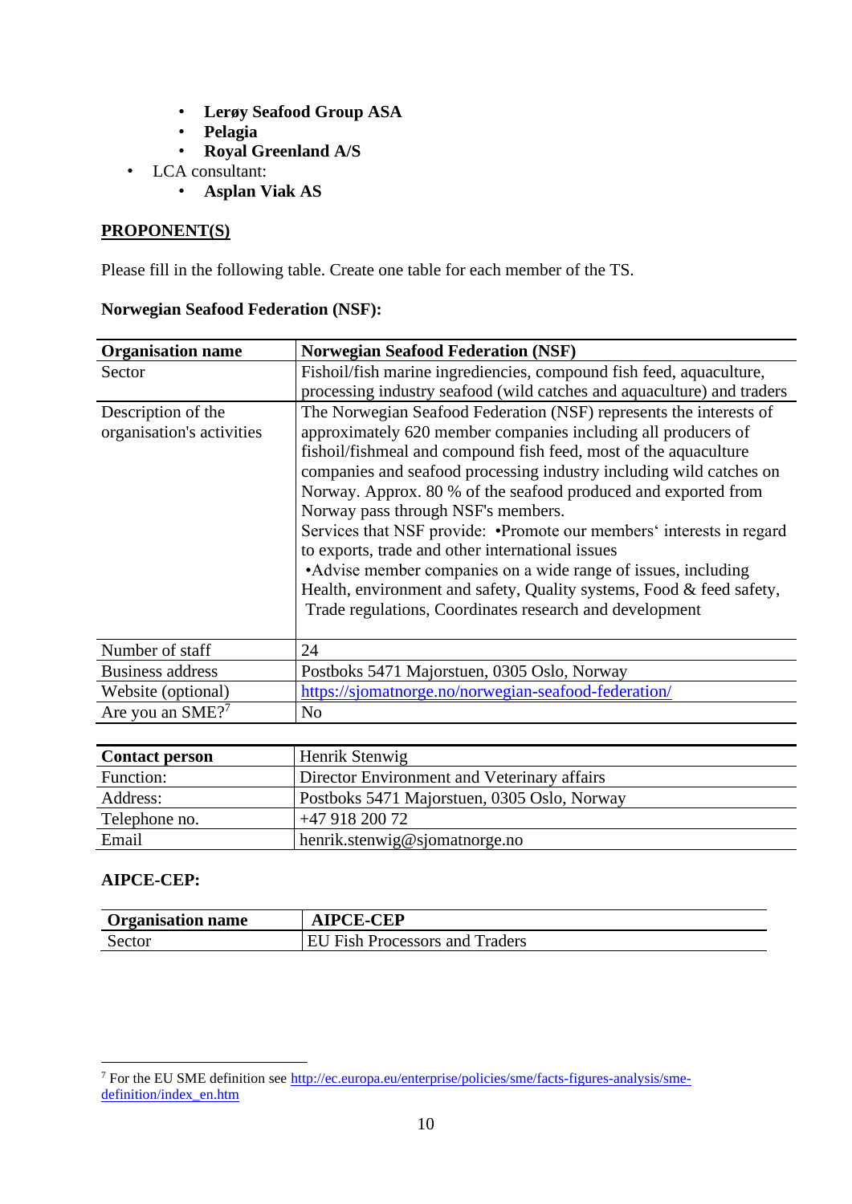- **Lerøy Seafood Group ASA**
    - **Pelagia**
    - **Royal Greenland A/S**
- LCA consultant:
    - **Asplan Viak AS**

**PROPONENT(S)**

Please fill in the following table. Create one table for each member of the TS.

**Norwegian Seafood Federation (NSF):**

| **Organisation name** | **Norwegian Seafood Federation (NSF)** |
|---|---|
| Sector | Fishoil/fish marine ingrediencies, compound fish feed, aquaculture, processing industry seafood (wild catches and aquaculture) and traders |
| Description of the organisation's activities | The Norwegian Seafood Federation (NSF) represents the interests of approximately 620 member companies including all producers of fishoil/fishmeal and compound fish feed, most of the aquaculture companies and seafood processing industry including wild catches on Norway. Approx. 80 % of the seafood produced and exported from Norway pass through NSF's members.<br>Services that NSF provide: •Promote our members' interests in regard to exports, trade and other international issues<br>•Advise member companies on a wide range of issues, including Health, environment and safety, Quality systems, Food & feed safety, Trade regulations, Coordinates research and development |
| Number of staff | 24 |
| Business address | Postboks 5471 Majorstuen, 0305 Oslo, Norway |
| Website (optional) | https://sjomatnorge.no/norwegian-seafood-federation/ |
| Are you an SME?[7] | No |

| **Contact person** | Henrik Stenwig |
|---|---|
| Function: | Director Environment and Veterinary affairs |
| Address: | Postboks 5471 Majorstuen, 0305 Oslo, Norway |
| Telephone no. | +47 918 200 72 |
| Email | henrik.stenwig@sjomatnorge.no |

**AIPCE-CEP:**

| **Organisation name** | **AIPCE-CEP** |
|---|---|
| Sector | EU Fish Processors and Traders |

[7] For the EU SME definition see http://ec.europa.eu/enterprise/policies/sme/facts-figures-analysis/sme-definition/index_en.htm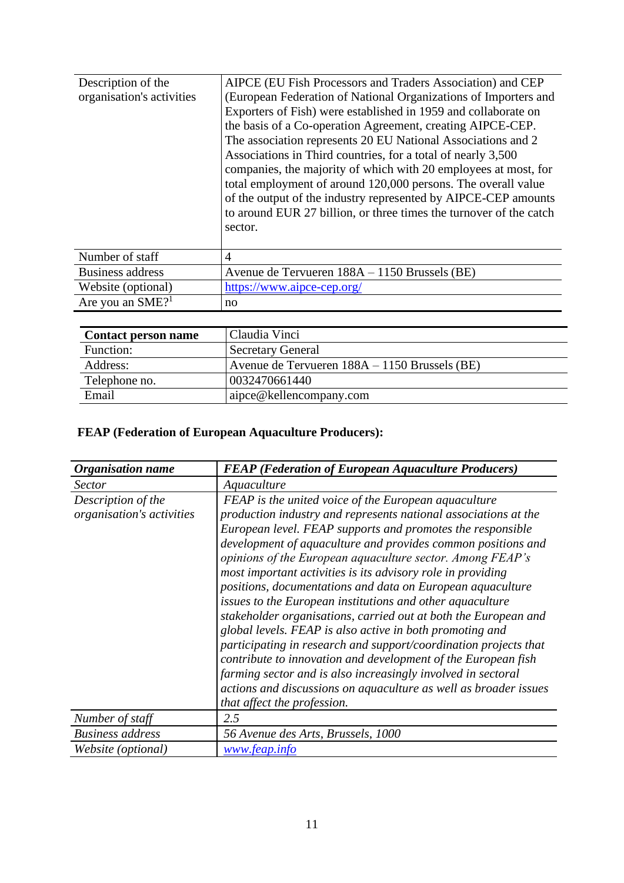| | |
|---|---|
| Description of the organisation's activities | AIPCE (EU Fish Processors and Traders Association) and CEP (European Federation of National Organizations of Importers and Exporters of Fish) were established in 1959 and collaborate on the basis of a Co-operation Agreement, creating AIPCE-CEP. The association represents 20 EU National Associations and 2 Associations in Third countries, for a total of nearly 3,500 companies, the majority of which with 20 employees at most, for total employment of around 120,000 persons. The overall value of the output of the industry represented by AIPCE-CEP amounts to around EUR 27 billion, or three times the turnover of the catch sector. |
| Number of staff | 4 |
| Business address | Avenue de Tervueren 188A – 1150 Brussels (BE) |
| Website (optional) | https://www.aipce-cep.org/ |
| Are you an SME?[1] | no |

| **Contact person name** | Claudia Vinci |
|---|---|
| Function: | Secretary General |
| Address: | Avenue de Tervueren 188A – 1150 Brussels (BE) |
| Telephone no. | 0032470661440 |
| Email | aipce@kellencompany.com |

**FEAP (Federation of European Aquaculture Producers):**

| ***Organisation name*** | ***FEAP (Federation of European Aquaculture Producers)*** |
|---|---|
| *Sector* | *Aquaculture* |
| *Description of the organisation's activities* | *FEAP is the united voice of the European aquaculture production industry and represents national associations at the European level. FEAP supports and promotes the responsible development of aquaculture and provides common positions and opinions of the European aquaculture sector. Among FEAP's most important activities is its advisory role in providing positions, documentations and data on European aquaculture issues to the European institutions and other aquaculture stakeholder organisations, carried out at both the European and global levels. FEAP is also active in both promoting and participating in research and support/coordination projects that contribute to innovation and development of the European fish farming sector and is also increasingly involved in sectoral actions and discussions on aquaculture as well as broader issues that affect the profession.* |
| *Number of staff* | *2.5* |
| *Business address* | *56 Avenue des Arts, Brussels, 1000* |
| *Website (optional)* | *www.feap.info* |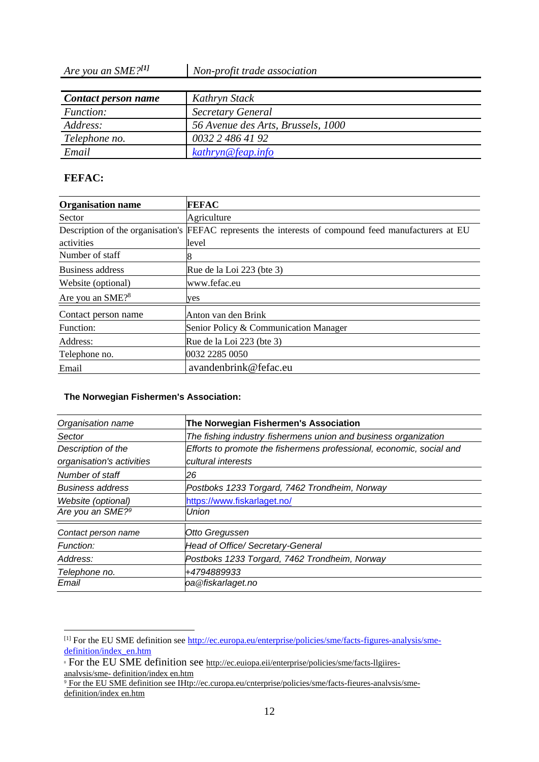| *Are you an SME?*[1] | *Non-profit trade association* |
|---|---|

| ***Contact person name*** | *Kathryn Stack* |
|---|---|
| *Function:* | *Secretary General* |
| *Address:* | *56 Avenue des Arts, Brussels, 1000* |
| *Telephone no.* | *0032 2 486 41 92* |
| *Email* | *kathryn@feap.info* |

**FEFAC:**

| **Organisation name** | **FEFAC** |
|---|---|
| Sector | Agriculture |
| Description of the organisation's activities | FEFAC represents the interests of compound feed manufacturers at EU level |
| Number of staff | 8 |
| Business address | Rue de la Loi 223 (bte 3) |
| Website (optional) | www.fefac.eu |
| Are you an SME?[8] | yes |
| Contact person name | Anton van den Brink |
| Function: | Senior Policy & Communication Manager |
| Address: | Rue de la Loi 223 (bte 3) |
| Telephone no. | 0032 2285 0050 |
| Email | avandenbrink@fefac.eu |

**The Norwegian Fishermen's Association:**

| *Organisation name* | **The Norwegian Fishermen's Association** |
|---|---|
| *Sector* | *The fishing industry fishermens union and business organization* |
| *Description of the organisation's activities* | *Efforts to promote the fishermens professional, economic, social and cultural interests* |
| *Number of staff* | *26* |
| *Business address* | *Postboks 1233 Torgard, 7462 Trondheim, Norway* |
| *Website (optional)* | *https://www.fiskarlaget.no/* |
| *Are you an SME?*[9] | *Union* |
| *Contact person name* | *Otto Gregussen* |
| *Function:* | *Head of Office/ Secretary-General* |
| *Address:* | *Postboks 1233 Torgard, 7462 Trondheim, Norway* |
| *Telephone no.* | *+4794889933* |
| *Email* | *oa@fiskarlaget.no* |

---

[1] For the EU SME definition see http://ec.europa.eu/enterprise/policies/sme/facts-figures-analysis/sme-definition/index_en.htm

[8] For the EU SME definition see http://ec.euiopa.eii/enterprise/policies/sme/facts-llgiires-analysis/sme- definition/index en.htm

[9] For the EU SME definition see IHtp://ec.curopa.eu/cnterprise/policies/sme/facts-fieures-analvsis/sme-definition/index en.htm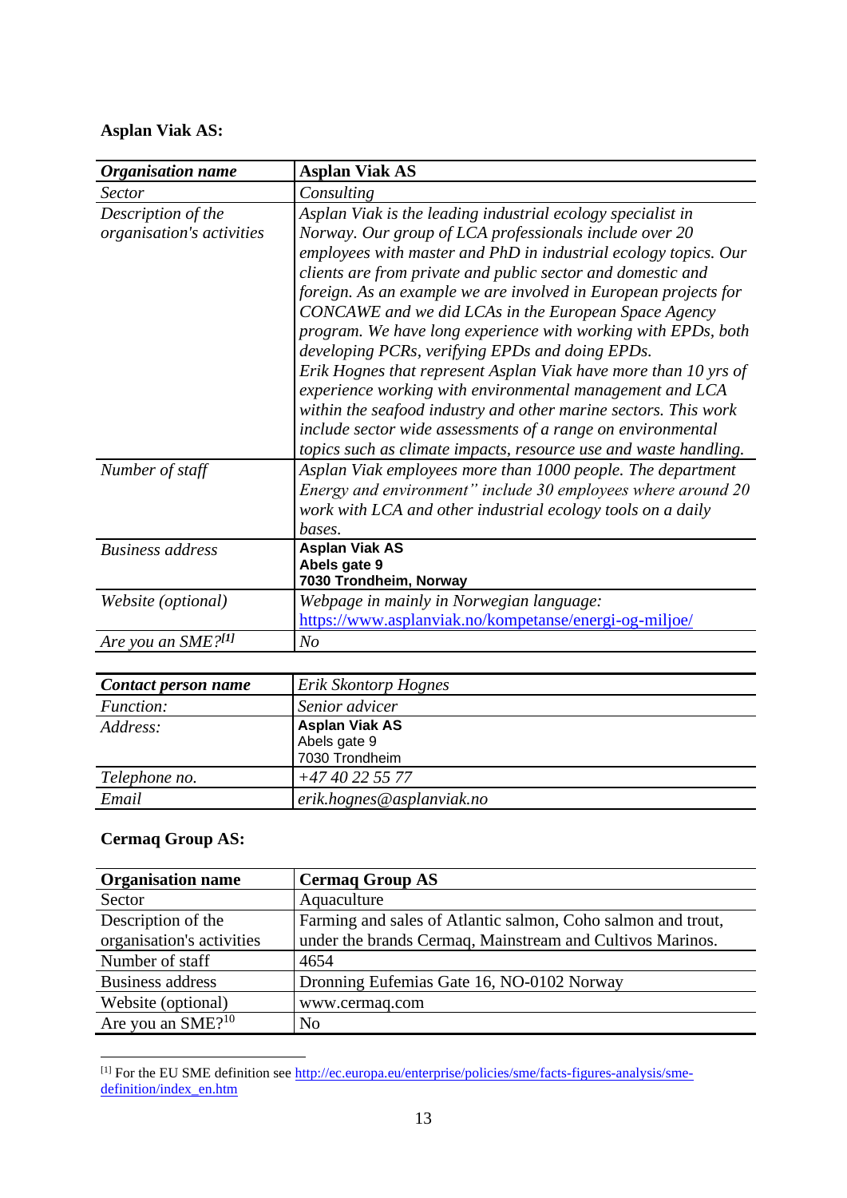**Asplan Viak AS:**

| *Organisation name* | **Asplan Viak AS** |
|---|---|
| *Sector* | *Consulting* |
| *Description of the organisation's activities* | *Asplan Viak is the leading industrial ecology specialist in Norway. Our group of LCA professionals include over 20 employees with master and PhD in industrial ecology topics. Our clients are from private and public sector and domestic and foreign. As an example we are involved in European projects for CONCAWE and we did LCAs in the European Space Agency program. We have long experience with working with EPDs, both developing PCRs, verifying EPDs and doing EPDs.* *Erik Hognes that represent Asplan Viak have more than 10 yrs of experience working with environmental management and LCA within the seafood industry and other marine sectors. This work include sector wide assessments of a range on environmental topics such as climate impacts, resource use and waste handling.* |
| *Number of staff* | *Asplan Viak employees more than 1000 people. The department Energy and environment" include 30 employees where around 20 work with LCA and other industrial ecology tools on a daily bases.* |
| *Business address* | **Asplan Viak AS** **Abels gate 9** **7030 Trondheim, Norway** |
| *Website (optional)* | *Webpage in mainly in Norwegian language:* https://www.asplanviak.no/kompetanse/energi-og-miljoe/ |
| *Are you an SME?*[1] | *No* |

| *Contact person name* | *Erik Skontorp Hognes* |
|---|---|
| *Function:* | *Senior adviser* |
| *Address:* | **Asplan Viak AS** Abels gate 9 7030 Trondheim |
| *Telephone no.* | *+47 40 22 55 77* |
| *Email* | *erik.hognes@asplanviak.no* |

**Cermaq Group AS:**

| **Organisation name** | **Cermaq Group AS** |
|---|---|
| Sector | Aquaculture |
| Description of the organisation's activities | Farming and sales of Atlantic salmon, Coho salmon and trout, under the brands Cermaq, Mainstream and Cultivos Marinos. |
| Number of staff | 4654 |
| Business address | Dronning Eufemias Gate 16, NO-0102 Norway |
| Website (optional) | www.cermaq.com |
| Are you an SME?[10] | No |

[1] For the EU SME definition see http://ec.europa.eu/enterprise/policies/sme/facts-figures-analysis/sme-definition/index_en.htm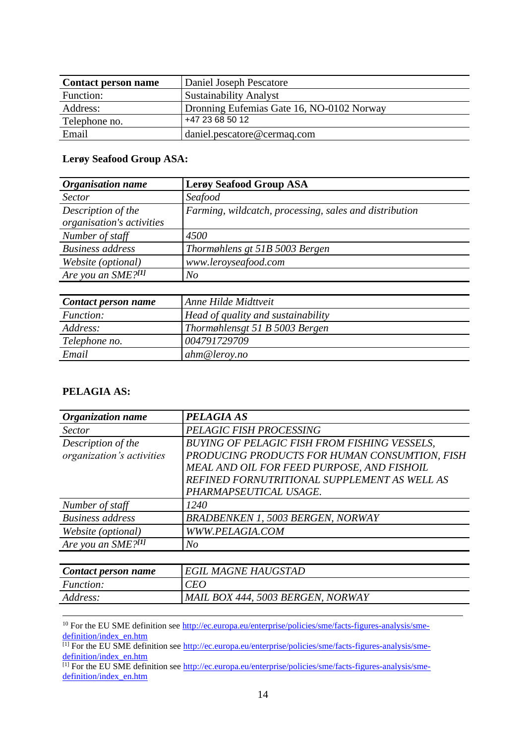| **Contact person name** | Daniel Joseph Pescatore |
|---|---|
| Function: | Sustainability Analyst |
| Address: | Dronning Eufemias Gate 16, NO-0102 Norway |
| Telephone no. | +47 23 68 50 12 |
| Email | daniel.pescatore@cermaq.com |

**Lerøy Seafood Group ASA:**

| ***Organisation name*** | **Lerøy Seafood Group ASA** |
|---|---|
| *Sector* | *Seafood* |
| *Description of the organisation's activities* | *Farming, wildcatch, processing, sales and distribution* |
| *Number of staff* | *4500* |
| *Business address* | *Thormøhlens gt 51B 5003 Bergen* |
| *Website (optional)* | *www.leroyseafood.com* |
| *Are you an SME?*[1] | *No* |

| ***Contact person name*** | *Anne Hilde Midttveit* |
|---|---|
| *Function:* | *Head of quality and sustainability* |
| *Address:* | *Thormøhlensgt 51 B 5003 Bergen* |
| *Telephone no.* | *004791729709* |
| *Email* | *ahm@leroy.no* |

**PELAGIA AS:**

| ***Organization name*** | ***PELAGIA AS*** |
|---|---|
| *Sector* | *PELAGIC FISH PROCESSING* |
| *Description of the organization's activities* | *BUYING OF PELAGIC FISH FROM FISHING VESSELS, PRODUCING PRODUCTS FOR HUMAN CONSUMTION, FISH MEAL AND OIL FOR FEED PURPOSE, AND FISHOIL REFINED FORNUTRITIONAL SUPPLEMENT AS WELL AS PHARMAPSEUTICAL USAGE.* |
| *Number of staff* | *1240* |
| *Business address* | *BRADBENKEN 1, 5003 BERGEN, NORWAY* |
| *Website (optional)* | *WWW.PELAGIA.COM* |
| *Are you an SME?*[1] | *No* |

| ***Contact person name*** | *EGIL MAGNE HAUGSTAD* |
|---|---|
| *Function:* | *CEO* |
| *Address:* | *MAIL BOX 444, 5003 BERGEN, NORWAY* |

---

[10] For the EU SME definition see http://ec.europa.eu/enterprise/policies/sme/facts-figures-analysis/sme-definition/index_en.htm

[1] For the EU SME definition see http://ec.europa.eu/enterprise/policies/sme/facts-figures-analysis/sme-definition/index_en.htm

[1] For the EU SME definition see http://ec.europa.eu/enterprise/policies/sme/facts-figures-analysis/sme-definition/index_en.htm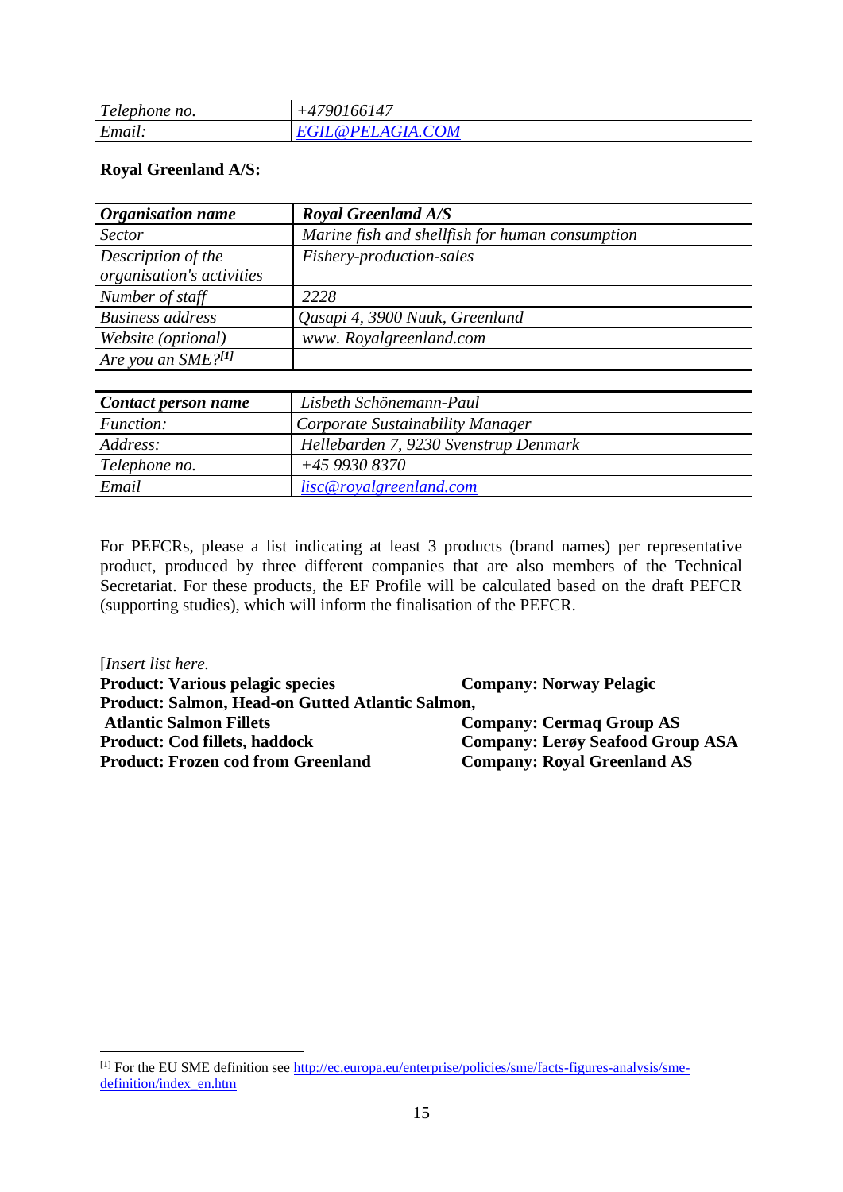| Telephone no. | +4790166147 |
|---|---|
| Email: | EGIL@PELAGIA.COM |

**Royal Greenland A/S:**

| ***Organisation name*** | ***Royal Greenland A/S*** |
|---|---|
| *Sector* | *Marine fish and shellfish for human consumption* |
| *Description of the organisation's activities* | *Fishery-production-sales* |
| *Number of staff* | *2228* |
| *Business address* | *Qasapi 4, 3900 Nuuk, Greenland* |
| *Website (optional)* | *www. Royalgreenland.com* |
| *Are you an SME?*[1] | |

| ***Contact person name*** | *Lisbeth Schönemann-Paul* |
|---|---|
| *Function:* | *Corporate Sustainability Manager* |
| *Address:* | *Hellebarden 7, 9230 Svenstrup Denmark* |
| *Telephone no.* | *+45 9930 8370* |
| *Email* | *lisc@royalgreenland.com* |

For PEFCRs, please a list indicating at least 3 products (brand names) per representative product, produced by three different companies that are also members of the Technical Secretariat. For these products, the EF Profile will be calculated based on the draft PEFCR (supporting studies), which will inform the finalisation of the PEFCR.

[*Insert list here.*

**Product: Various pelagic species** — **Company: Norway Pelagic**

**Product: Salmon, Head-on Gutted Atlantic Salmon, Atlantic Salmon Fillets** — **Company: Cermaq Group AS**

**Product: Cod fillets, haddock** — **Company: Lerøy Seafood Group ASA**

**Product: Frozen cod from Greenland** — **Company: Royal Greenland AS**

[1] For the EU SME definition see http://ec.europa.eu/enterprise/policies/sme/facts-figures-analysis/sme-definition/index_en.htm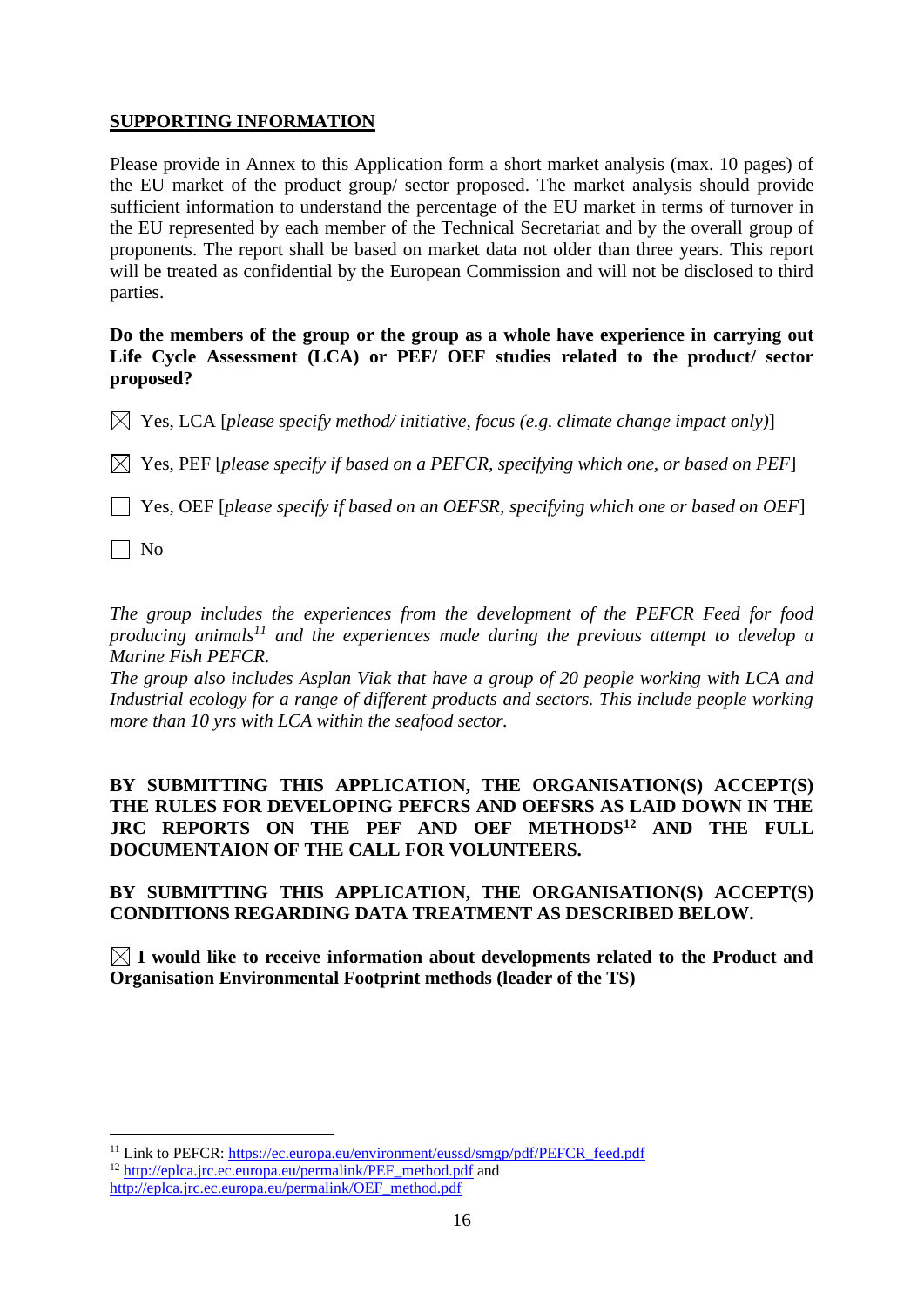**SUPPORTING INFORMATION**

Please provide in Annex to this Application form a short market analysis (max. 10 pages) of the EU market of the product group/ sector proposed. The market analysis should provide sufficient information to understand the percentage of the EU market in terms of turnover in the EU represented by each member of the Technical Secretariat and by the overall group of proponents. The report shall be based on market data not older than three years. This report will be treated as confidential by the European Commission and will not be disclosed to third parties.

**Do the members of the group or the group as a whole have experience in carrying out Life Cycle Assessment (LCA) or PEF/ OEF studies related to the product/ sector proposed?**

☒ Yes, LCA [*please specify method/ initiative, focus (e.g. climate change impact only)*]

☒ Yes, PEF [*please specify if based on a PEFCR, specifying which one, or based on PEF*]

☐ Yes, OEF [*please specify if based on an OEFSR, specifying which one or based on OEF*]

☐ No

*The group includes the experiences from the development of the PEFCR Feed for food producing animals*[11] *and the experiences made during the previous attempt to develop a Marine Fish PEFCR.*
*The group also includes Asplan Viak that have a group of 20 people working with LCA and Industrial ecology for a range of different products and sectors. This include people working more than 10 yrs with LCA within the seafood sector.*

**BY SUBMITTING THIS APPLICATION, THE ORGANISATION(S) ACCEPT(S) THE RULES FOR DEVELOPING PEFCRS AND OEFSRS AS LAID DOWN IN THE JRC REPORTS ON THE PEF AND OEF METHODS**[12] **AND THE FULL DOCUMENTAION OF THE CALL FOR VOLUNTEERS.**

**BY SUBMITTING THIS APPLICATION, THE ORGANISATION(S) ACCEPT(S) CONDITIONS REGARDING DATA TREATMENT AS DESCRIBED BELOW.**

☒ **I would like to receive information about developments related to the Product and Organisation Environmental Footprint methods (leader of the TS)**

---

[11] Link to PEFCR: https://ec.europa.eu/environment/eussd/smgp/pdf/PEFCR_feed.pdf

[12] http://eplca.jrc.ec.europa.eu/permalink/PEF_method.pdf and http://eplca.jrc.ec.europa.eu/permalink/OEF_method.pdf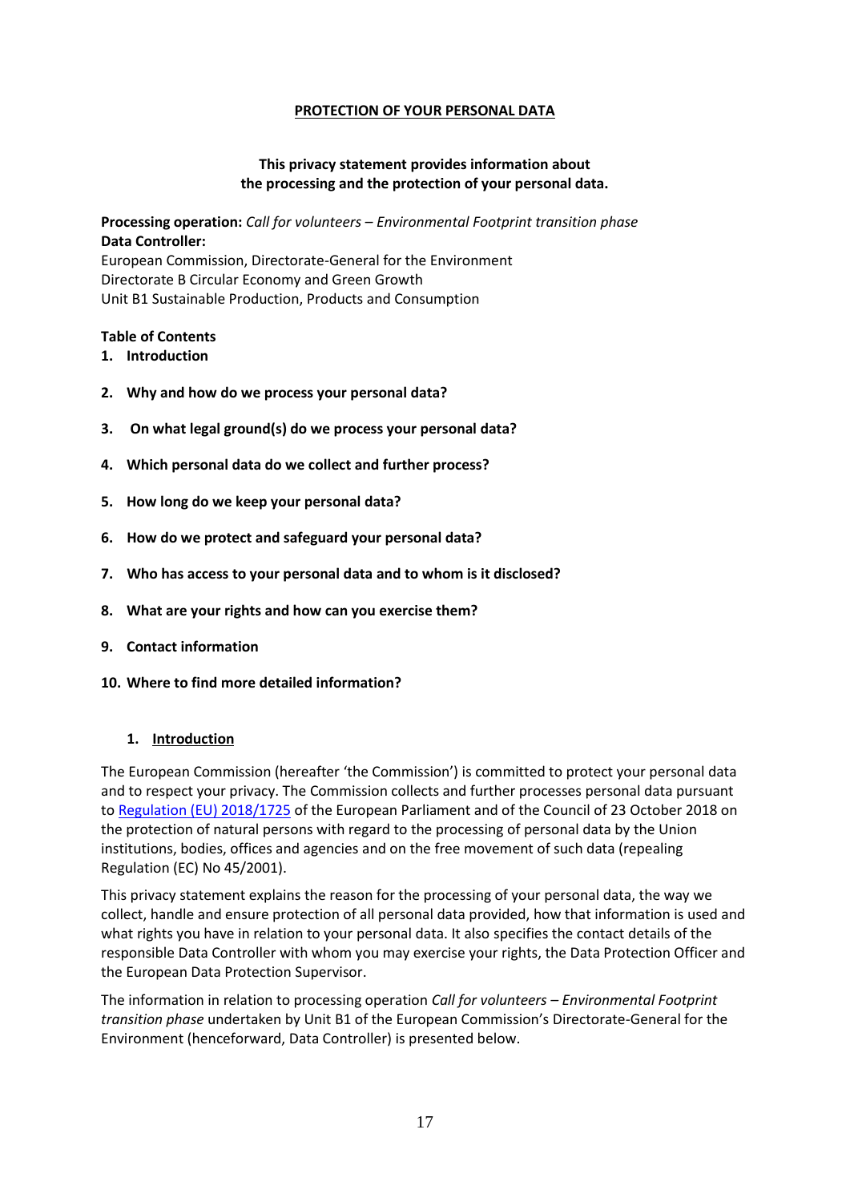**PROTECTION OF YOUR PERSONAL DATA**

**This privacy statement provides information about the processing and the protection of your personal data.**

**Processing operation:** *Call for volunteers – Environmental Footprint transition phase*
**Data Controller:**
European Commission, Directorate-General for the Environment
Directorate B Circular Economy and Green Growth
Unit B1 Sustainable Production, Products and Consumption

**Table of Contents**

1. **Introduction**
2. **Why and how do we process your personal data?**
3. **On what legal ground(s) do we process your personal data?**
4. **Which personal data do we collect and further process?**
5. **How long do we keep your personal data?**
6. **How do we protect and safeguard your personal data?**
7. **Who has access to your personal data and to whom is it disclosed?**
8. **What are your rights and how can you exercise them?**
9. **Contact information**
10. **Where to find more detailed information?**

## 1. Introduction

The European Commission (hereafter 'the Commission') is committed to protect your personal data and to respect your privacy. The Commission collects and further processes personal data pursuant to Regulation (EU) 2018/1725 of the European Parliament and of the Council of 23 October 2018 on the protection of natural persons with regard to the processing of personal data by the Union institutions, bodies, offices and agencies and on the free movement of such data (repealing Regulation (EC) No 45/2001).

This privacy statement explains the reason for the processing of your personal data, the way we collect, handle and ensure protection of all personal data provided, how that information is used and what rights you have in relation to your personal data. It also specifies the contact details of the responsible Data Controller with whom you may exercise your rights, the Data Protection Officer and the European Data Protection Supervisor.

The information in relation to processing operation *Call for volunteers – Environmental Footprint transition phase* undertaken by Unit B1 of the European Commission's Directorate-General for the Environment (henceforward, Data Controller) is presented below.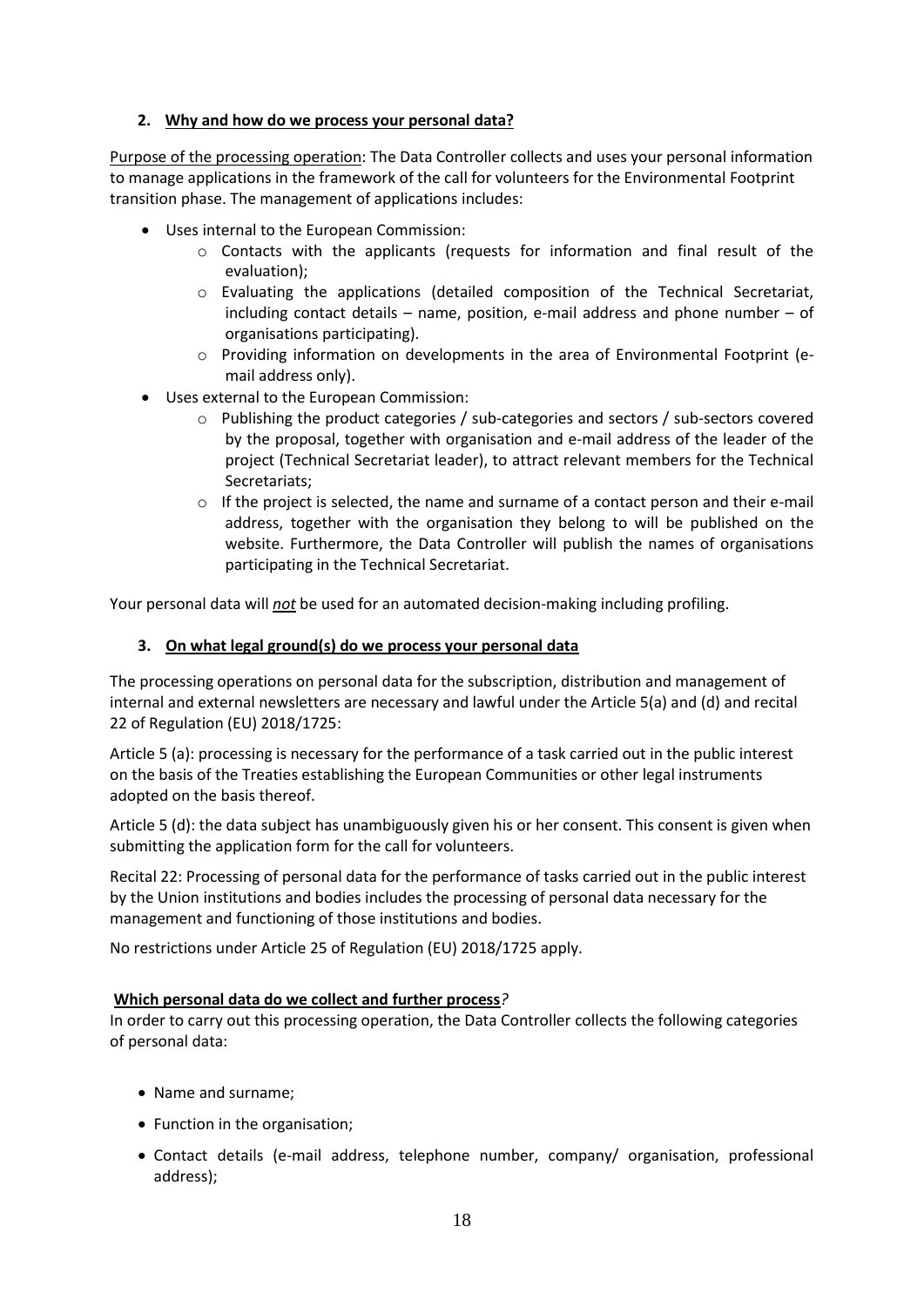## 2. Why and how do we process your personal data?

Purpose of the processing operation: The Data Controller collects and uses your personal information to manage applications in the framework of the call for volunteers for the Environmental Footprint transition phase. The management of applications includes:

- Uses internal to the European Commission:
  - Contacts with the applicants (requests for information and final result of the evaluation);
  - Evaluating the applications (detailed composition of the Technical Secretariat, including contact details – name, position, e-mail address and phone number – of organisations participating).
  - Providing information on developments in the area of Environmental Footprint (e-mail address only).
- Uses external to the European Commission:
  - Publishing the product categories / sub-categories and sectors / sub-sectors covered by the proposal, together with organisation and e-mail address of the leader of the project (Technical Secretariat leader), to attract relevant members for the Technical Secretariats;
  - If the project is selected, the name and surname of a contact person and their e-mail address, together with the organisation they belong to will be published on the website. Furthermore, the Data Controller will publish the names of organisations participating in the Technical Secretariat.

Your personal data will ***not*** be used for an automated decision-making including profiling.

## 3. On what legal ground(s) do we process your personal data

The processing operations on personal data for the subscription, distribution and management of internal and external newsletters are necessary and lawful under the Article 5(a) and (d) and recital 22 of Regulation (EU) 2018/1725:

Article 5 (a): processing is necessary for the performance of a task carried out in the public interest on the basis of the Treaties establishing the European Communities or other legal instruments adopted on the basis thereof.

Article 5 (d): the data subject has unambiguously given his or her consent. This consent is given when submitting the application form for the call for volunteers.

Recital 22: Processing of personal data for the performance of tasks carried out in the public interest by the Union institutions and bodies includes the processing of personal data necessary for the management and functioning of those institutions and bodies.

No restrictions under Article 25 of Regulation (EU) 2018/1725 apply.

### Which personal data do we collect and further process?

In order to carry out this processing operation, the Data Controller collects the following categories of personal data:

- Name and surname;
- Function in the organisation;
- Contact details (e-mail address, telephone number, company/ organisation, professional address);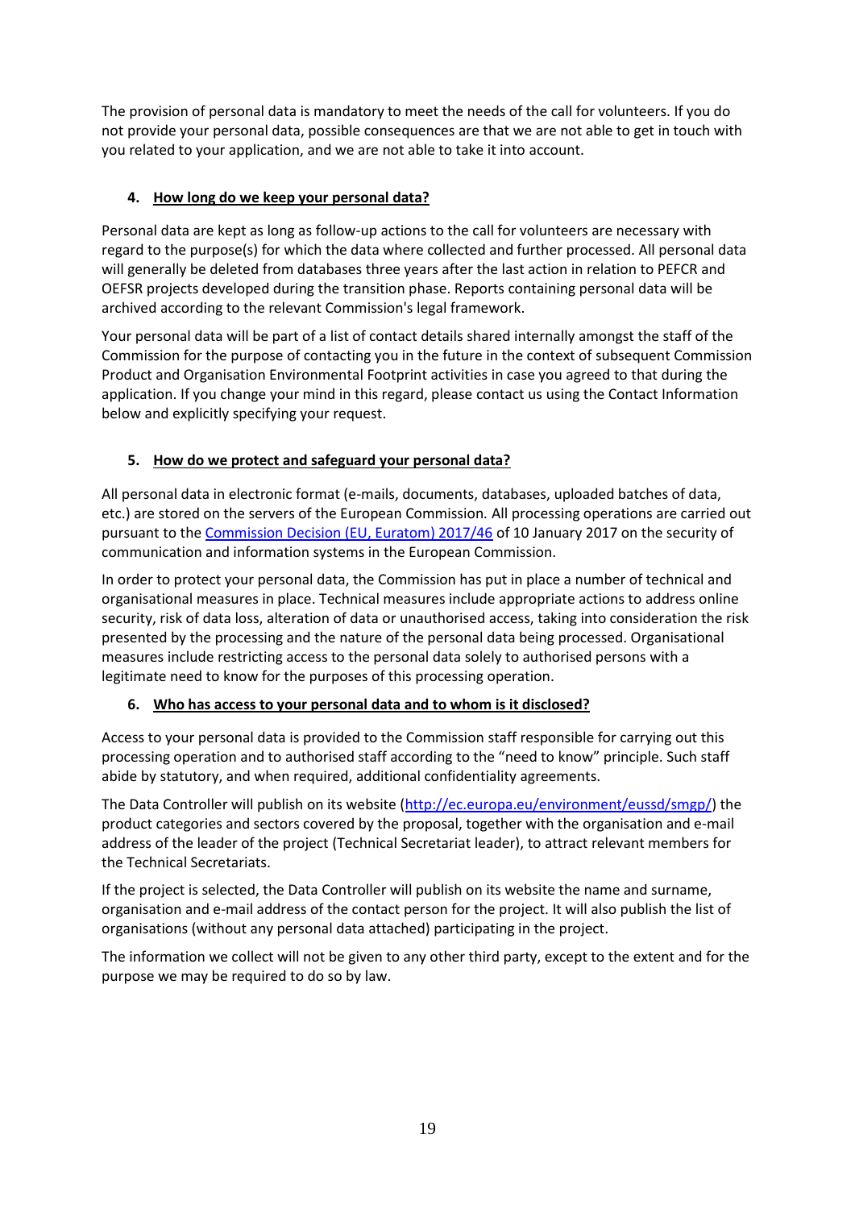The provision of personal data is mandatory to meet the needs of the call for volunteers. If you do not provide your personal data, possible consequences are that we are not able to get in touch with you related to your application, and we are not able to take it into account.

## 4. How long do we keep your personal data?

Personal data are kept as long as follow-up actions to the call for volunteers are necessary with regard to the purpose(s) for which the data where collected and further processed. All personal data will generally be deleted from databases three years after the last action in relation to PEFCR and OEFSR projects developed during the transition phase. Reports containing personal data will be archived according to the relevant Commission's legal framework.

Your personal data will be part of a list of contact details shared internally amongst the staff of the Commission for the purpose of contacting you in the future in the context of subsequent Commission Product and Organisation Environmental Footprint activities in case you agreed to that during the application. If you change your mind in this regard, please contact us using the Contact Information below and explicitly specifying your request.

## 5. How do we protect and safeguard your personal data?

All personal data in electronic format (e-mails, documents, databases, uploaded batches of data, etc.) are stored on the servers of the European Commission. All processing operations are carried out pursuant to the [Commission Decision (EU, Euratom) 2017/46](Commission Decision (EU, Euratom) 2017/46) of 10 January 2017 on the security of communication and information systems in the European Commission.

In order to protect your personal data, the Commission has put in place a number of technical and organisational measures in place. Technical measures include appropriate actions to address online security, risk of data loss, alteration of data or unauthorised access, taking into consideration the risk presented by the processing and the nature of the personal data being processed. Organisational measures include restricting access to the personal data solely to authorised persons with a legitimate need to know for the purposes of this processing operation.

## 6. Who has access to your personal data and to whom is it disclosed?

Access to your personal data is provided to the Commission staff responsible for carrying out this processing operation and to authorised staff according to the "need to know" principle. Such staff abide by statutory, and when required, additional confidentiality agreements.

The Data Controller will publish on its website (http://ec.europa.eu/environment/eussd/smgp/) the product categories and sectors covered by the proposal, together with the organisation and e-mail address of the leader of the project (Technical Secretariat leader), to attract relevant members for the Technical Secretariats.

If the project is selected, the Data Controller will publish on its website the name and surname, organisation and e-mail address of the contact person for the project. It will also publish the list of organisations (without any personal data attached) participating in the project.

The information we collect will not be given to any other third party, except to the extent and for the purpose we may be required to do so by law.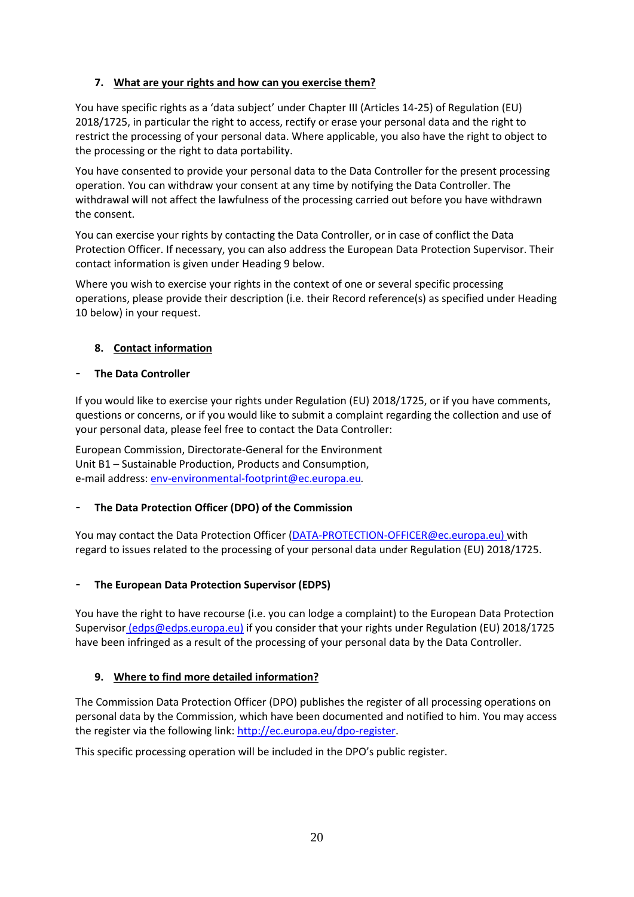## 7. What are your rights and how can you exercise them?

You have specific rights as a 'data subject' under Chapter III (Articles 14-25) of Regulation (EU) 2018/1725, in particular the right to access, rectify or erase your personal data and the right to restrict the processing of your personal data. Where applicable, you also have the right to object to the processing or the right to data portability.

You have consented to provide your personal data to the Data Controller for the present processing operation. You can withdraw your consent at any time by notifying the Data Controller. The withdrawal will not affect the lawfulness of the processing carried out before you have withdrawn the consent.

You can exercise your rights by contacting the Data Controller, or in case of conflict the Data Protection Officer. If necessary, you can also address the European Data Protection Supervisor. Their contact information is given under Heading 9 below.

Where you wish to exercise your rights in the context of one or several specific processing operations, please provide their description (i.e. their Record reference(s) as specified under Heading 10 below) in your request.

## 8. Contact information

- **The Data Controller**

If you would like to exercise your rights under Regulation (EU) 2018/1725, or if you have comments, questions or concerns, or if you would like to submit a complaint regarding the collection and use of your personal data, please feel free to contact the Data Controller:

European Commission, Directorate-General for the Environment
Unit B1 – Sustainable Production, Products and Consumption,
e-mail address: env-environmental-footprint@ec.europa.eu*.*

- **The Data Protection Officer (DPO) of the Commission**

You may contact the Data Protection Officer (DATA-PROTECTION-OFFICER@ec.europa.eu) with regard to issues related to the processing of your personal data under Regulation (EU) 2018/1725.

- **The European Data Protection Supervisor (EDPS)**

You have the right to have recourse (i.e. you can lodge a complaint) to the European Data Protection Supervisor (edps@edps.europa.eu) if you consider that your rights under Regulation (EU) 2018/1725 have been infringed as a result of the processing of your personal data by the Data Controller.

## 9. Where to find more detailed information?

The Commission Data Protection Officer (DPO) publishes the register of all processing operations on personal data by the Commission, which have been documented and notified to him. You may access the register via the following link: http://ec.europa.eu/dpo-register.

This specific processing operation will be included in the DPO's public register.